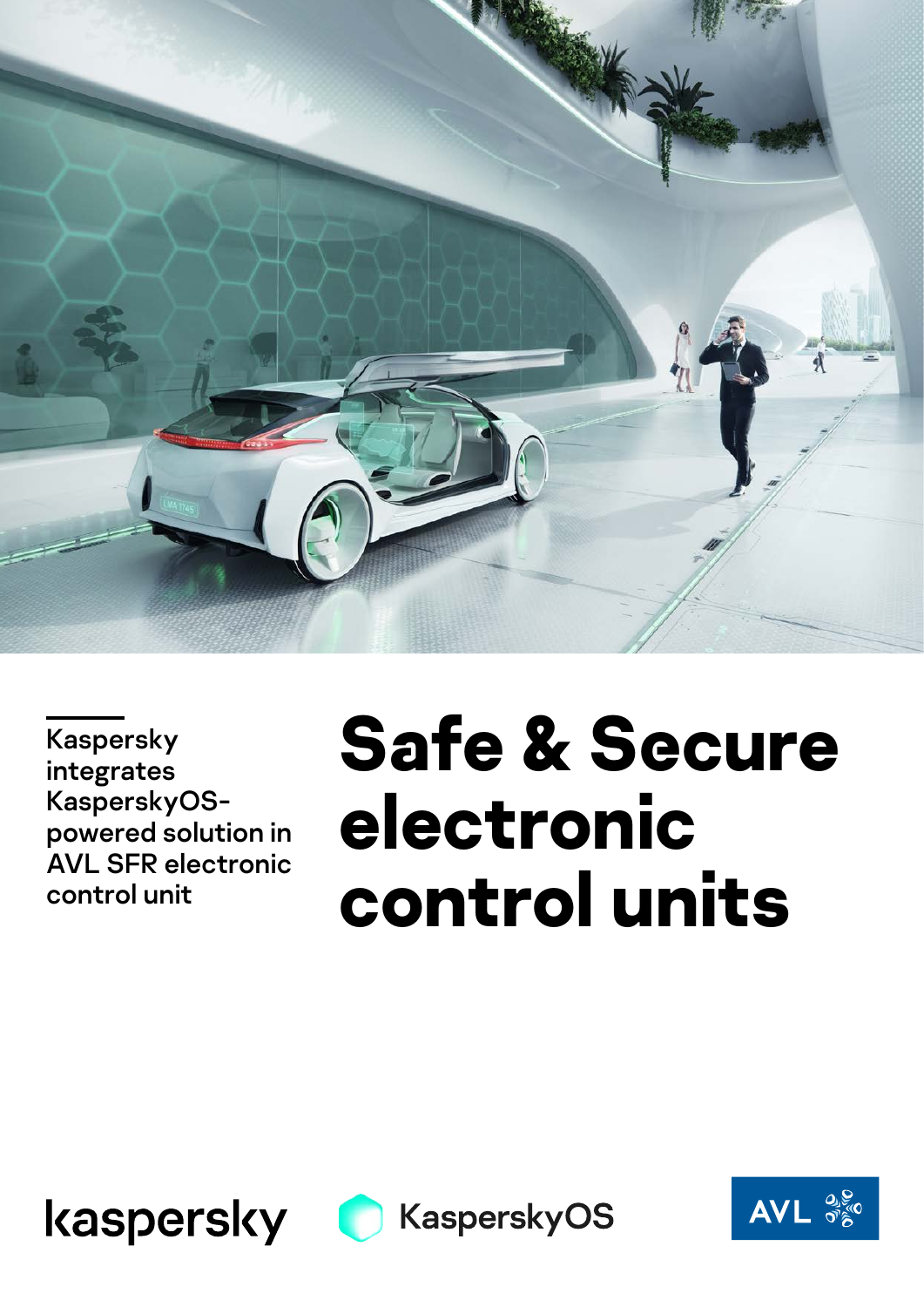Kaspersky integrates KasperskyOS-powered solution in AVL SFR electronic control unit

# Safe & Secure electronic control units

kaspersky

KasperskyOS

AVL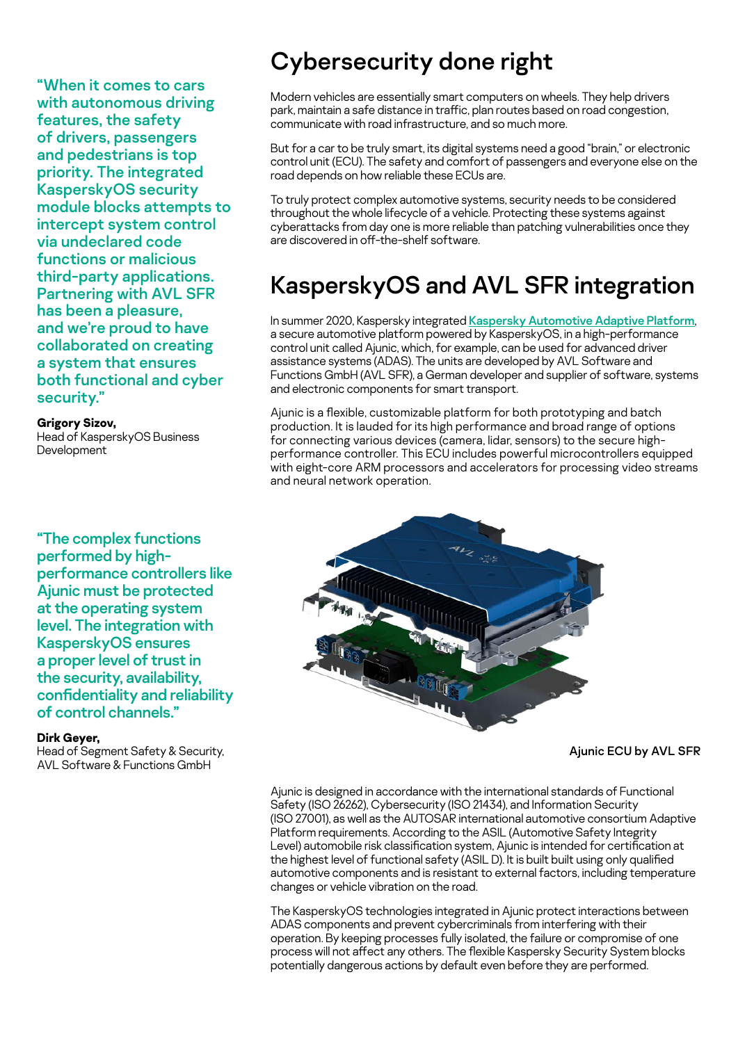# Cybersecurity done right

Modern vehicles are essentially smart computers on wheels. They help drivers park, maintain a safe distance in traffic, plan routes based on road congestion, communicate with road infrastructure, and so much more.

But for a car to be truly smart, its digital systems need a good "brain," or electronic control unit (ECU). The safety and comfort of passengers and everyone else on the road depends on how reliable these ECUs are.

To truly protect complex automotive systems, security needs to be considered throughout the whole lifecycle of a vehicle. Protecting these systems against cyberattacks from day one is more reliable than patching vulnerabilities once they are discovered in off-the-shelf software.

"When it comes to cars with autonomous driving features, the safety of drivers, passengers and pedestrians is top priority. The integrated KasperskyOS security module blocks attempts to intercept system control via undeclared code functions or malicious third-party applications. Partnering with AVL SFR has been a pleasure, and we're proud to have collaborated on creating a system that ensures both functional and cyber security."

**Grigory Sizov,**
Head of KasperskyOS Business Development

# KasperskyOS and AVL SFR integration

In summer 2020, Kaspersky integrated Kaspersky Automotive Adaptive Platform, a secure automotive platform powered by KasperskyOS, in a high-performance control unit called Ajunic, which, for example, can be used for advanced driver assistance systems (ADAS). The units are developed by AVL Software and Functions GmbH (AVL SFR), a German developer and supplier of software, systems and electronic components for smart transport.

Ajunic is a flexible, customizable platform for both prototyping and batch production. It is lauded for its high performance and broad range of options for connecting various devices (camera, lidar, sensors) to the secure high-performance controller. This ECU includes powerful microcontrollers equipped with eight-core ARM processors and accelerators for processing video streams and neural network operation.

"The complex functions performed by high-performance controllers like Ajunic must be protected at the operating system level. The integration with KasperskyOS ensures a proper level of trust in the security, availability, confidentiality and reliability of control channels."

**Dirk Geyer,**
Head of Segment Safety & Security, AVL Software & Functions GmbH

Ajunic ECU by AVL SFR

Ajunic is designed in accordance with the international standards of Functional Safety (ISO 26262), Cybersecurity (ISO 21434), and Information Security (ISO 27001), as well as the AUTOSAR international automotive consortium Adaptive Platform requirements. According to the ASIL (Automotive Safety Integrity Level) automobile risk classification system, Ajunic is intended for certification at the highest level of functional safety (ASIL D). It is built built using only qualified automotive components and is resistant to external factors, including temperature changes or vehicle vibration on the road.

The KasperskyOS technologies integrated in Ajunic protect interactions between ADAS components and prevent cybercriminals from interfering with their operation. By keeping processes fully isolated, the failure or compromise of one process will not affect any others. The flexible Kaspersky Security System blocks potentially dangerous actions by default even before they are performed.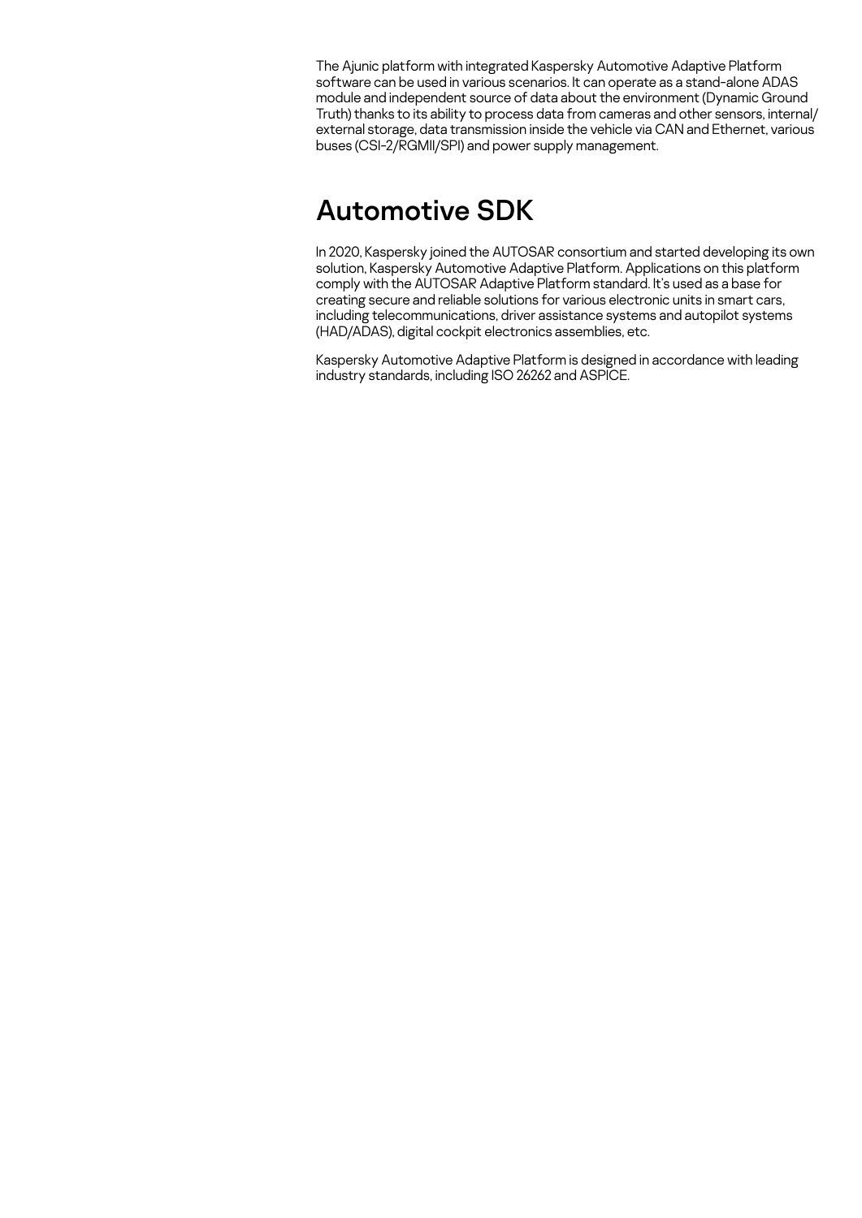The Ajunic platform with integrated Kaspersky Automotive Adaptive Platform software can be used in various scenarios. It can operate as a stand-alone ADAS module and independent source of data about the environment (Dynamic Ground Truth) thanks to its ability to process data from cameras and other sensors, internal/external storage, data transmission inside the vehicle via CAN and Ethernet, various buses (CSI-2/RGMII/SPI) and power supply management.

## Automotive SDK

In 2020, Kaspersky joined the AUTOSAR consortium and started developing its own solution, Kaspersky Automotive Adaptive Platform. Applications on this platform comply with the AUTOSAR Adaptive Platform standard. It's used as a base for creating secure and reliable solutions for various electronic units in smart cars, including telecommunications, driver assistance systems and autopilot systems (HAD/ADAS), digital cockpit electronics assemblies, etc.

Kaspersky Automotive Adaptive Platform is designed in accordance with leading industry standards, including ISO 26262 and ASPICE.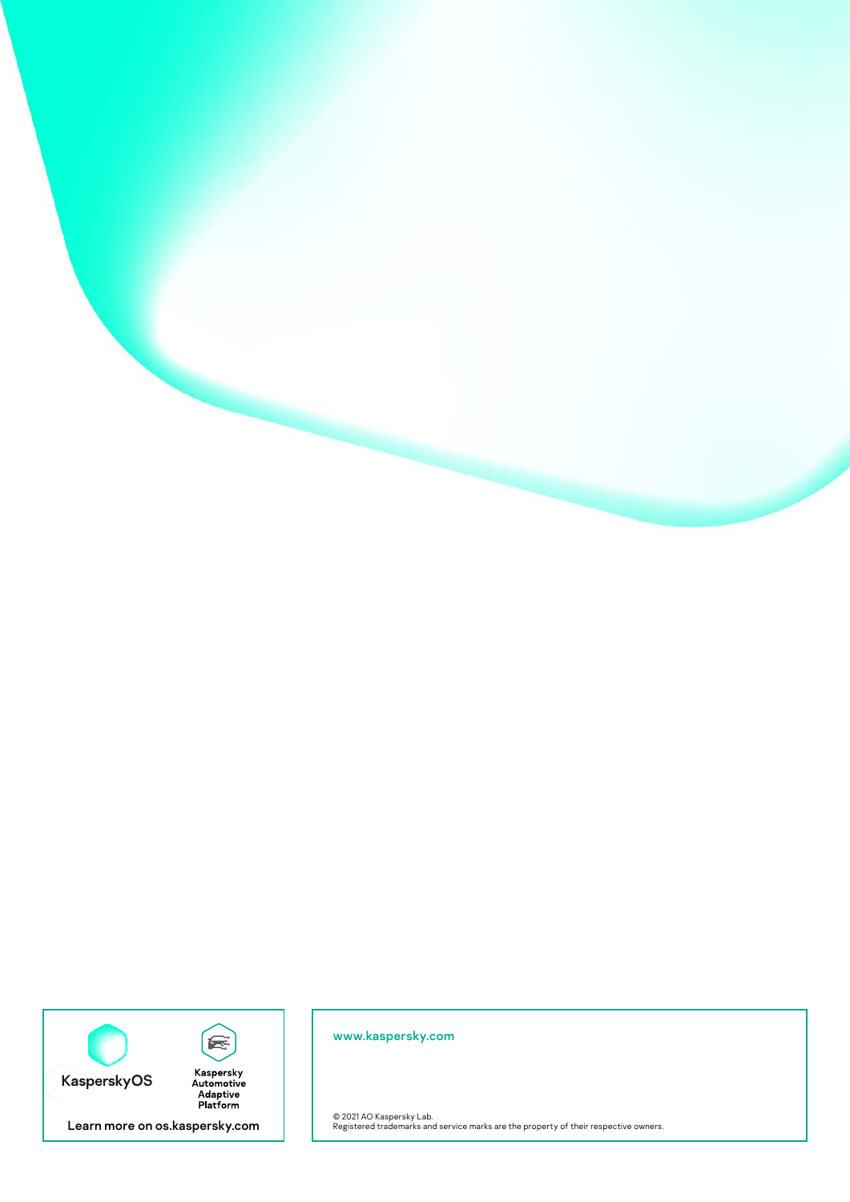KasperskyOS

Kaspersky Automotive Adaptive Platform

Learn more on os.kaspersky.com

www.kaspersky.com

© 2021 AO Kaspersky Lab.
Registered trademarks and service marks are the property of their respective owners.